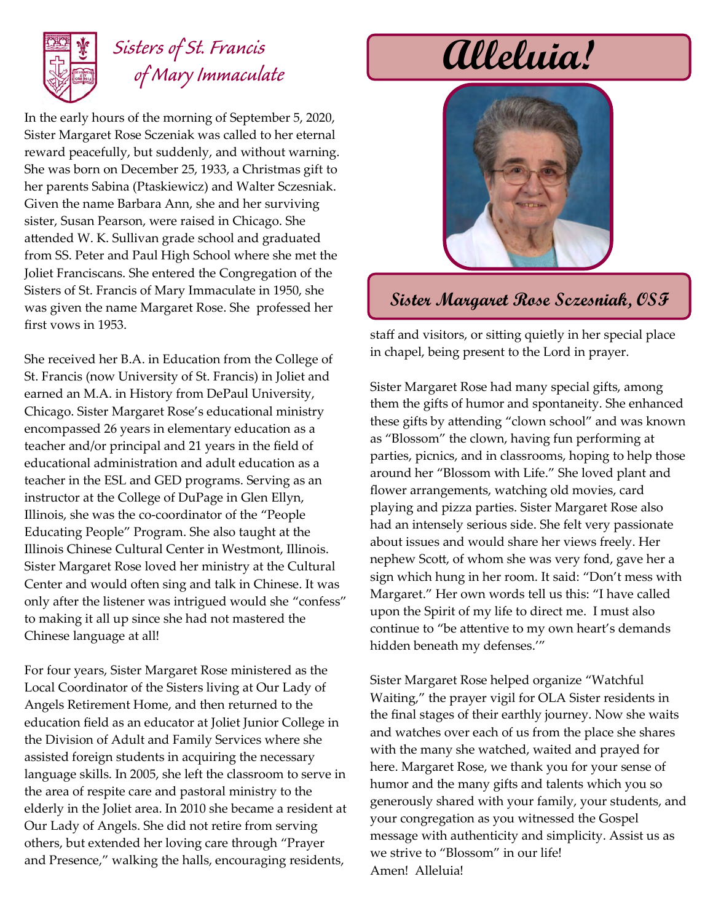Sisters of St. Francis of Mary Immaculate

# Alleluia!

## Sister Margaret Rose Sczesniak, OSF

In the early hours of the morning of September 5, 2020, Sister Margaret Rose Sczeniak was called to her eternal reward peacefully, but suddenly, and without warning. She was born on December 25, 1933, a Christmas gift to her parents Sabina (Ptaskiewicz) and Walter Sczesniak. Given the name Barbara Ann, she and her surviving sister, Susan Pearson, were raised in Chicago. She attended W. K. Sullivan grade school and graduated from SS. Peter and Paul High School where she met the Joliet Franciscans. She entered the Congregation of the Sisters of St. Francis of Mary Immaculate in 1950, she was given the name Margaret Rose. She professed her first vows in 1953.

She received her B.A. in Education from the College of St. Francis (now University of St. Francis) in Joliet and earned an M.A. in History from DePaul University, Chicago. Sister Margaret Rose's educational ministry encompassed 26 years in elementary education as a teacher and/or principal and 21 years in the field of educational administration and adult education as a teacher in the ESL and GED programs. Serving as an instructor at the College of DuPage in Glen Ellyn, Illinois, she was the co-coordinator of the "People Educating People" Program. She also taught at the Illinois Chinese Cultural Center in Westmont, Illinois. Sister Margaret Rose loved her ministry at the Cultural Center and would often sing and talk in Chinese. It was only after the listener was intrigued would she "confess" to making it all up since she had not mastered the Chinese language at all!

For four years, Sister Margaret Rose ministered as the Local Coordinator of the Sisters living at Our Lady of Angels Retirement Home, and then returned to the education field as an educator at Joliet Junior College in the Division of Adult and Family Services where she assisted foreign students in acquiring the necessary language skills. In 2005, she left the classroom to serve in the area of respite care and pastoral ministry to the elderly in the Joliet area. In 2010 she became a resident at Our Lady of Angels. She did not retire from serving others, but extended her loving care through "Prayer and Presence," walking the halls, encouraging residents, staff and visitors, or sitting quietly in her special place in chapel, being present to the Lord in prayer.

Sister Margaret Rose had many special gifts, among them the gifts of humor and spontaneity. She enhanced these gifts by attending "clown school" and was known as "Blossom" the clown, having fun performing at parties, picnics, and in classrooms, hoping to help those around her "Blossom with Life." She loved plant and flower arrangements, watching old movies, card playing and pizza parties. Sister Margaret Rose also had an intensely serious side. She felt very passionate about issues and would share her views freely. Her nephew Scott, of whom she was very fond, gave her a sign which hung in her room. It said: "Don't mess with Margaret." Her own words tell us this: "I have called upon the Spirit of my life to direct me. I must also continue to "be attentive to my own heart's demands hidden beneath my defenses.'"

Sister Margaret Rose helped organize "Watchful Waiting," the prayer vigil for OLA Sister residents in the final stages of their earthly journey. Now she waits and watches over each of us from the place she shares with the many she watched, waited and prayed for here. Margaret Rose, we thank you for your sense of humor and the many gifts and talents which you so generously shared with your family, your students, and your congregation as you witnessed the Gospel message with authenticity and simplicity. Assist us as we strive to "Blossom" in our life!
Amen! Alleluia!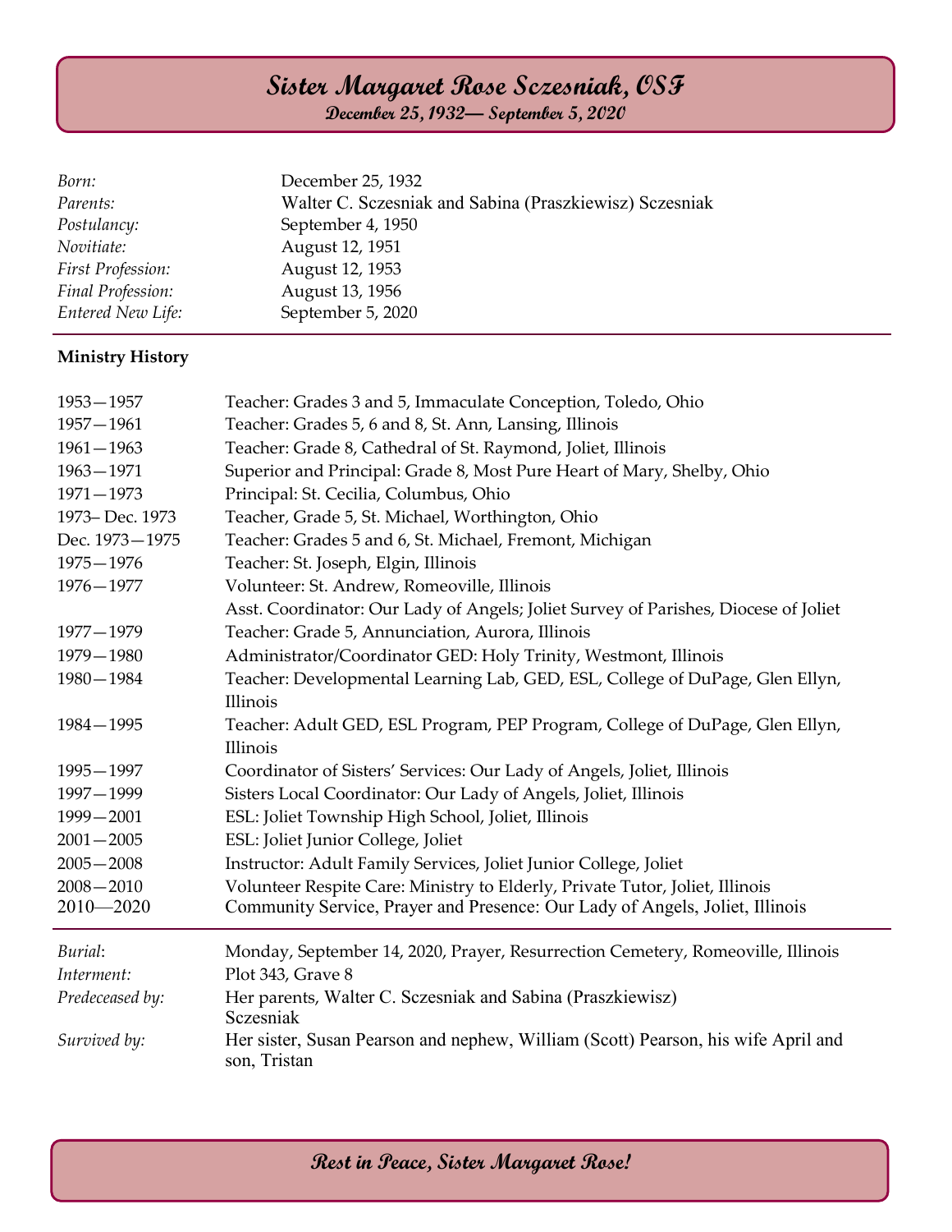# Sister Margaret Rose Sczesniak, OSF

**December 25, 1932— September 5, 2020**

| | |
|---|---|
| *Born:* | December 25, 1932 |
| *Parents:* | Walter C. Sczesniak and Sabina (Praszkiewisz) Sczesniak |
| *Postulancy:* | September 4, 1950 |
| *Novitiate:* | August 12, 1951 |
| *First Profession:* | August 12, 1953 |
| *Final Profession:* | August 13, 1956 |
| *Entered New Life:* | September 5, 2020 |

**Ministry History**

| | |
|---|---|
| 1953—1957 | Teacher: Grades 3 and 5, Immaculate Conception, Toledo, Ohio |
| 1957—1961 | Teacher: Grades 5, 6 and 8, St. Ann, Lansing, Illinois |
| 1961—1963 | Teacher: Grade 8, Cathedral of St. Raymond, Joliet, Illinois |
| 1963—1971 | Superior and Principal: Grade 8, Most Pure Heart of Mary, Shelby, Ohio |
| 1971—1973 | Principal: St. Cecilia, Columbus, Ohio |
| 1973– Dec. 1973 | Teacher, Grade 5, St. Michael, Worthington, Ohio |
| Dec. 1973—1975 | Teacher: Grades 5 and 6, St. Michael, Fremont, Michigan |
| 1975—1976 | Teacher: St. Joseph, Elgin, Illinois |
| 1976—1977 | Volunteer: St. Andrew, Romeoville, Illinois |
| | Asst. Coordinator: Our Lady of Angels; Joliet Survey of Parishes, Diocese of Joliet |
| 1977—1979 | Teacher: Grade 5, Annunciation, Aurora, Illinois |
| 1979—1980 | Administrator/Coordinator GED: Holy Trinity, Westmont, Illinois |
| 1980—1984 | Teacher: Developmental Learning Lab, GED, ESL, College of DuPage, Glen Ellyn, Illinois |
| 1984—1995 | Teacher: Adult GED, ESL Program, PEP Program, College of DuPage, Glen Ellyn, Illinois |
| 1995—1997 | Coordinator of Sisters' Services: Our Lady of Angels, Joliet, Illinois |
| 1997—1999 | Sisters Local Coordinator: Our Lady of Angels, Joliet, Illinois |
| 1999—2001 | ESL: Joliet Township High School, Joliet, Illinois |
| 2001—2005 | ESL: Joliet Junior College, Joliet |
| 2005—2008 | Instructor: Adult Family Services, Joliet Junior College, Joliet |
| 2008—2010 | Volunteer Respite Care: Ministry to Elderly, Private Tutor, Joliet, Illinois |
| 2010—2020 | Community Service, Prayer and Presence: Our Lady of Angels, Joliet, Illinois |

| | |
|---|---|
| *Burial*: | Monday, September 14, 2020, Prayer, Resurrection Cemetery, Romeoville, Illinois |
| *Interment:* | Plot 343, Grave 8 |
| *Predeceased by:* | Her parents, Walter C. Sczesniak and Sabina (Praszkiewisz) Sczesniak |
| *Survived by:* | Her sister, Susan Pearson and nephew, William (Scott) Pearson, his wife April and son, Tristan |

**Rest in Peace, Sister Margaret Rose!**